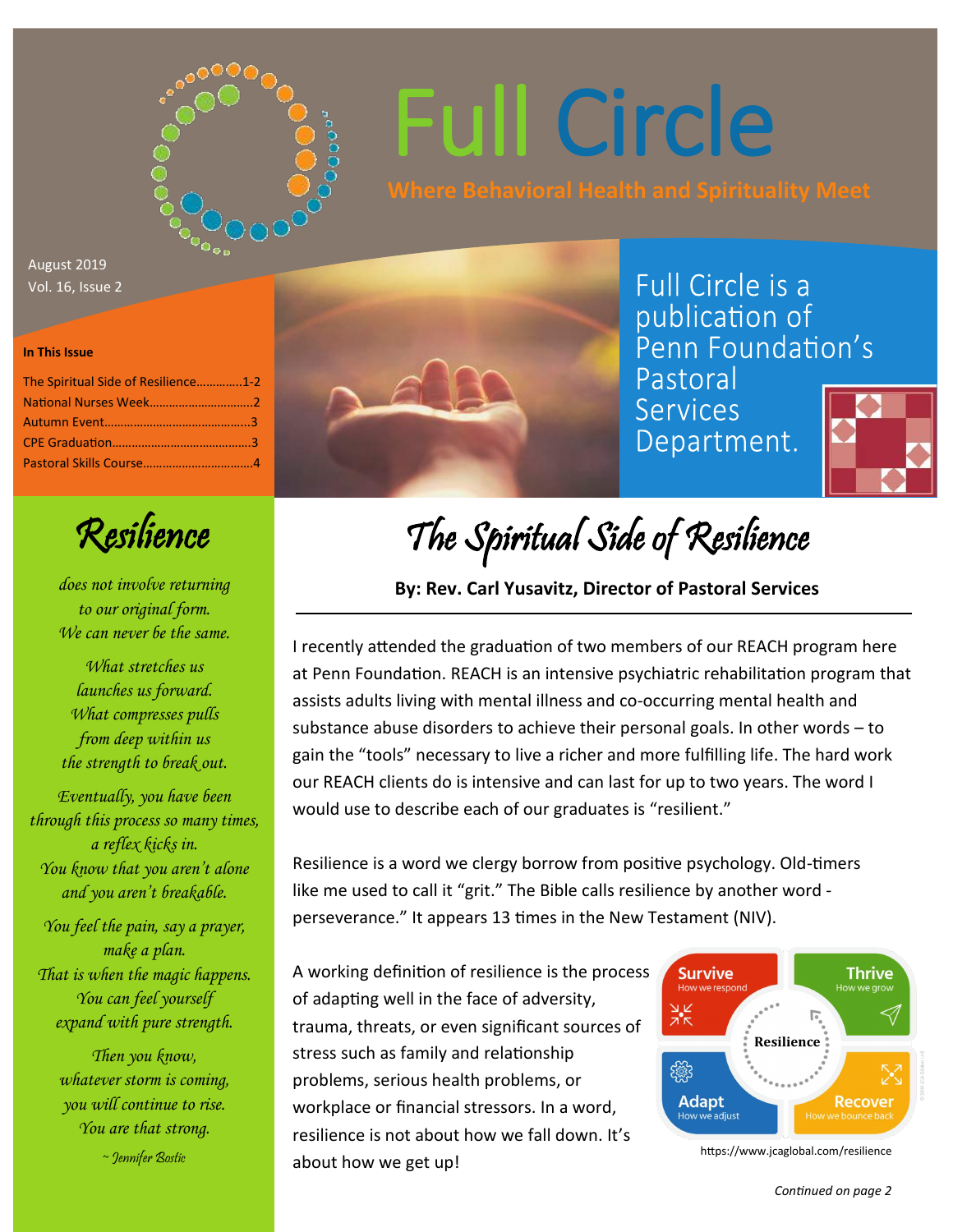# Full Circle

**Where Behavioral Health and Spirituality Meet**

August 2019
Vol. 16, Issue 2

Full Circle is a publication of Penn Foundation's Pastoral Services Department.

**In This Issue**

- The Spiritual Side of Resilience..............1-2
- National Nurses Week................................2
- Autumn Event............................................3
- CPE Graduation..........................................3
- Pastoral Skills Course.................................4

## Resilience

*does not involve returning*
*to our original form.*
*We can never be the same.*

*What stretches us*
*launches us forward.*
*What compresses pulls*
*from deep within us*
*the strength to break out.*

*Eventually, you have been*
*through this process so many times,*
*a reflex kicks in.*
*You know that you aren't alone*
*and you aren't breakable.*

*You feel the pain, say a prayer,*
*make a plan.*
*That is when the magic happens.*
*You can feel yourself*
*expand with pure strength.*

*Then you know,*
*whatever storm is coming,*
*you will continue to rise.*
*You are that strong.*

*~ Jennifer Bostic*

## The Spiritual Side of Resilience

**By: Rev. Carl Yusavitz, Director of Pastoral Services**

I recently attended the graduation of two members of our REACH program here at Penn Foundation. REACH is an intensive psychiatric rehabilitation program that assists adults living with mental illness and co-occurring mental health and substance abuse disorders to achieve their personal goals. In other words – to gain the "tools" necessary to live a richer and more fulfilling life. The hard work our REACH clients do is intensive and can last for up to two years. The word I would use to describe each of our graduates is "resilient."

Resilience is a word we clergy borrow from positive psychology. Old-timers like me used to call it "grit." The Bible calls resilience by another word - perseverance." It appears 13 times in the New Testament (NIV).

A working definition of resilience is the process of adapting well in the face of adversity, trauma, threats, or even significant sources of stress such as family and relationship problems, serious health problems, or workplace or financial stressors. In a word, resilience is not about how we fall down. It's about how we get up!

Resilience — Survive: How we respond; Thrive: How we grow; Adapt: How we adjust; Recover: How we bounce back

https://www.jcaglobal.com/resilience

*Continued on page 2*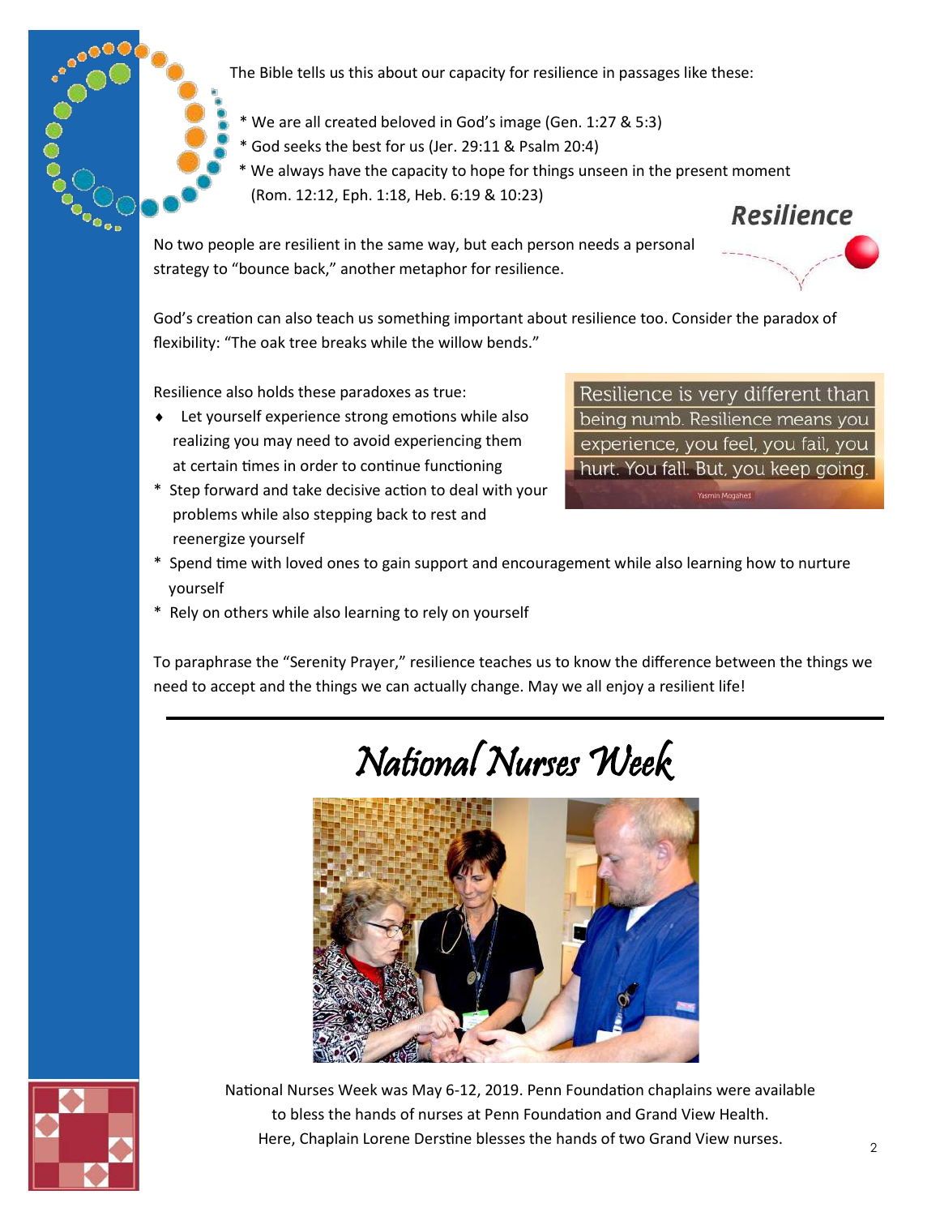The Bible tells us this about our capacity for resilience in passages like these:

* We are all created beloved in God's image (Gen. 1:27 & 5:3)
* God seeks the best for us (Jer. 29:11 & Psalm 20:4)
* We always have the capacity to hope for things unseen in the present moment (Rom. 12:12, Eph. 1:18, Heb. 6:19 & 10:23)

***Resilience***

No two people are resilient in the same way, but each person needs a personal strategy to "bounce back," another metaphor for resilience.

God's creation can also teach us something important about resilience too. Consider the paradox of flexibility: "The oak tree breaks while the willow bends."

Resilience also holds these paradoxes as true:

- Let yourself experience strong emotions while also realizing you may need to avoid experiencing them at certain times in order to continue functioning
- Step forward and take decisive action to deal with your problems while also stepping back to rest and reenergize yourself
- Spend time with loved ones to gain support and encouragement while also learning how to nurture yourself
- Rely on others while also learning to rely on yourself

> Resilience is very different than being numb. Resilience means you experience, you feel, you fail, you hurt. You fall. But, you keep going.
>
> Yasmin Mogahed

To paraphrase the "Serenity Prayer," resilience teaches us to know the difference between the things we need to accept and the things we can actually change. May we all enjoy a resilient life!

---

# *National Nurses Week*

National Nurses Week was May 6-12, 2019. Penn Foundation chaplains were available to bless the hands of nurses at Penn Foundation and Grand View Health. Here, Chaplain Lorene Derstine blesses the hands of two Grand View nurses.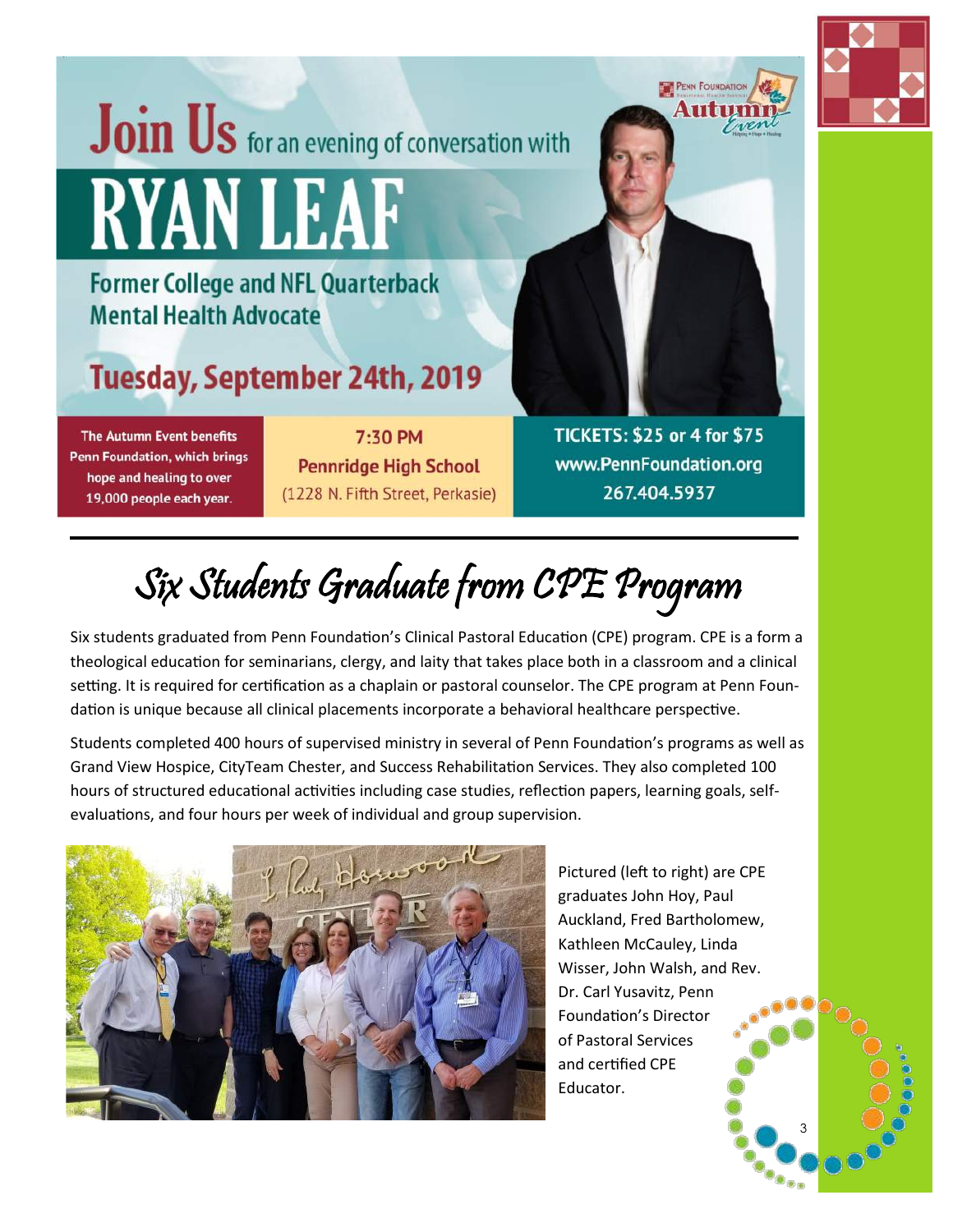# Join Us for an evening of conversation with

# RYAN LEAF

**Former College and NFL Quarterback**
**Mental Health Advocate**

## Tuesday, September 24th, 2019

Penn Foundation Autumn Event

The Autumn Event benefits Penn Foundation, which brings hope and healing to over 19,000 people each year.

**7:30 PM**
**Pennridge High School**
(1228 N. Fifth Street, Perkasie)

**TICKETS: $25 or 4 for $75**
**www.PennFoundation.org**
**267.404.5937**

---

# *Six Students Graduate from CPE Program*

Six students graduated from Penn Foundation's Clinical Pastoral Education (CPE) program. CPE is a form a theological education for seminarians, clergy, and laity that takes place both in a classroom and a clinical setting. It is required for certification as a chaplain or pastoral counselor. The CPE program at Penn Foundation is unique because all clinical placements incorporate a behavioral healthcare perspective.

Students completed 400 hours of supervised ministry in several of Penn Foundation's programs as well as Grand View Hospice, CityTeam Chester, and Success Rehabilitation Services. They also completed 100 hours of structured educational activities including case studies, reflection papers, learning goals, self-evaluations, and four hours per week of individual and group supervision.

Pictured (left to right) are CPE graduates John Hoy, Paul Auckland, Fred Bartholomew, Kathleen McCauley, Linda Wisser, John Walsh, and Rev. Dr. Carl Yusavitz, Penn Foundation's Director of Pastoral Services and certified CPE Educator.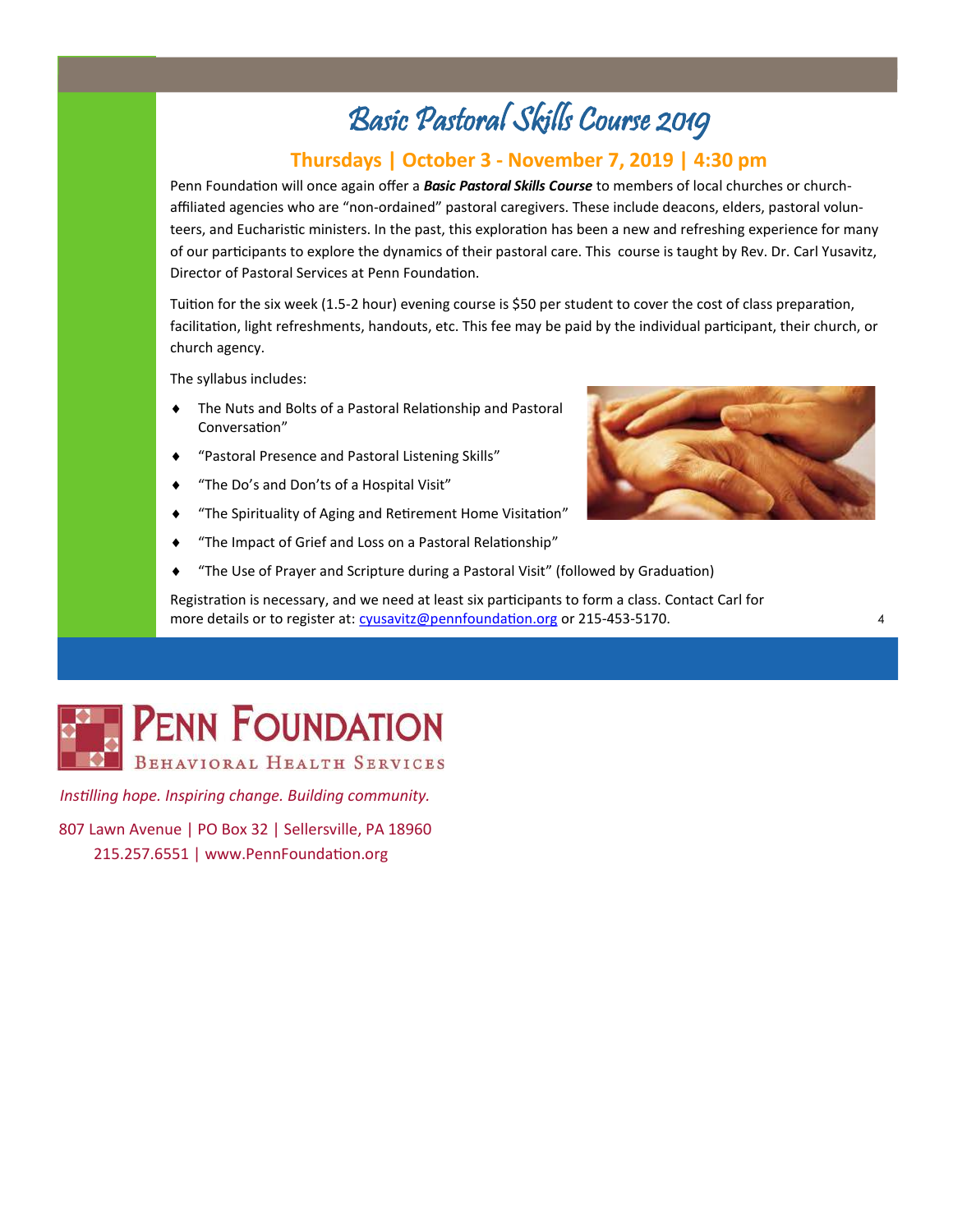# Basic Pastoral Skills Course 2019

## Thursdays | October 3 - November 7, 2019 | 4:30 pm

Penn Foundation will once again offer a ***Basic Pastoral Skills Course*** to members of local churches or church-affiliated agencies who are "non-ordained" pastoral caregivers. These include deacons, elders, pastoral volunteers, and Eucharistic ministers. In the past, this exploration has been a new and refreshing experience for many of our participants to explore the dynamics of their pastoral care. This course is taught by Rev. Dr. Carl Yusavitz, Director of Pastoral Services at Penn Foundation.

Tuition for the six week (1.5-2 hour) evening course is $50 per student to cover the cost of class preparation, facilitation, light refreshments, handouts, etc. This fee may be paid by the individual participant, their church, or church agency.

The syllabus includes:

- The Nuts and Bolts of a Pastoral Relationship and Pastoral Conversation"
- "Pastoral Presence and Pastoral Listening Skills"
- "The Do's and Don'ts of a Hospital Visit"
- "The Spirituality of Aging and Retirement Home Visitation"
- "The Impact of Grief and Loss on a Pastoral Relationship"
- "The Use of Prayer and Scripture during a Pastoral Visit" (followed by Graduation)

Registration is necessary, and we need at least six participants to form a class. Contact Carl for more details or to register at: cyusavitz@pennfoundation.org or 215-453-5170.

**PENN FOUNDATION**
BEHAVIORAL HEALTH SERVICES

*Instilling hope. Inspiring change. Building community.*

807 Lawn Avenue | PO Box 32 | Sellersville, PA 18960
215.257.6551 | www.PennFoundation.org